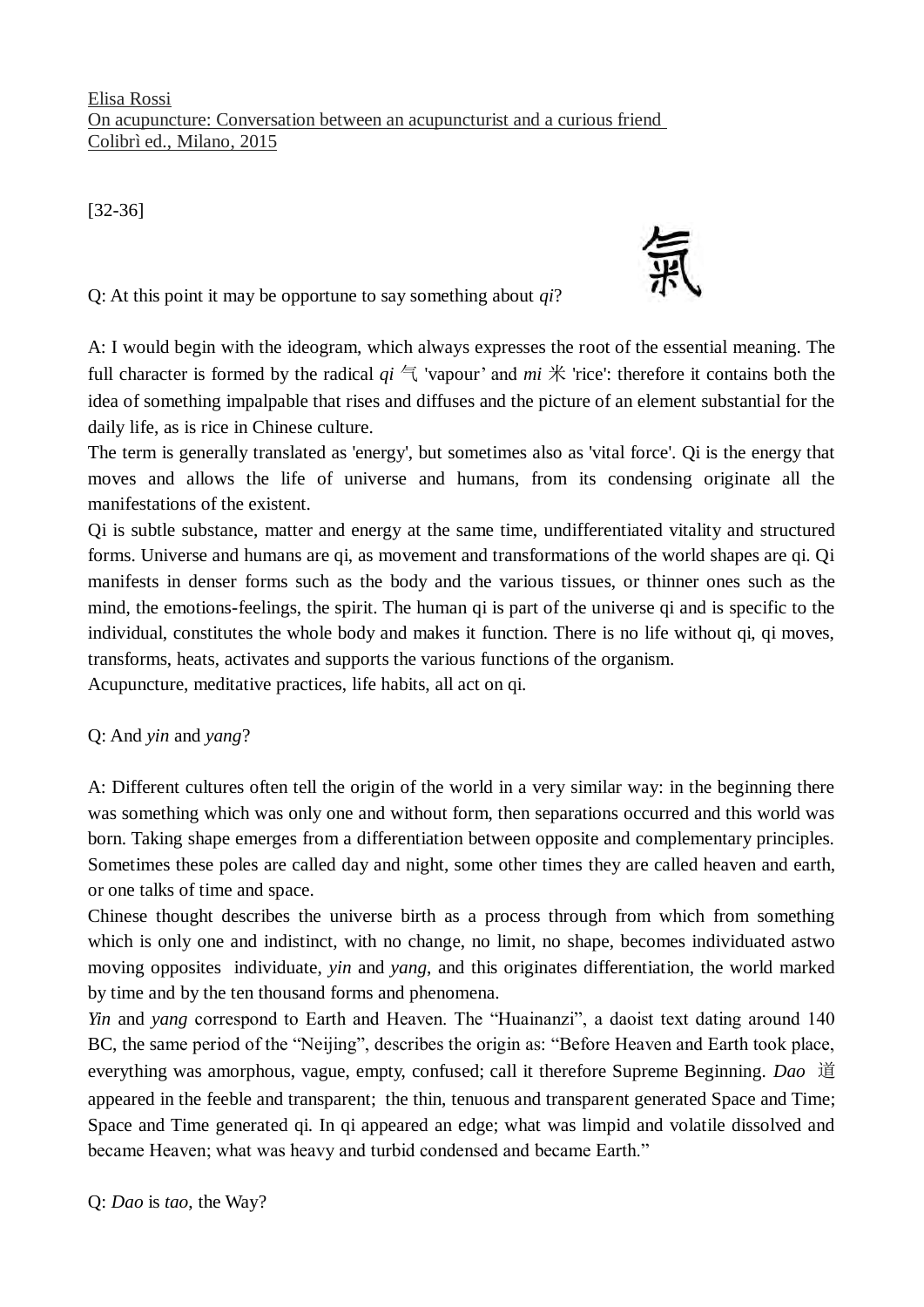Elisa Rossi
On acupuncture: Conversation between an acupuncturist and a curious friend
Colibrì ed., Milano, 2015

[32-36]

氣

Q: At this point it may be opportune to say something about *qi*?

A: I would begin with the ideogram, which always expresses the root of the essential meaning. The full character is formed by the radical *qi* 气 'vapour' and *mi* 米 'rice': therefore it contains both the idea of something impalpable that rises and diffuses and the picture of an element substantial for the daily life, as is rice in Chinese culture.
The term is generally translated as 'energy', but sometimes also as 'vital force'. Qi is the energy that moves and allows the life of universe and humans, from its condensing originate all the manifestations of the existent.
Qi is subtle substance, matter and energy at the same time, undifferentiated vitality and structured forms. Universe and humans are qi, as movement and transformations of the world shapes are qi. Qi manifests in denser forms such as the body and the various tissues, or thinner ones such as the mind, the emotions-feelings, the spirit. The human qi is part of the universe qi and is specific to the individual, constitutes the whole body and makes it function. There is no life without qi, qi moves, transforms, heats, activates and supports the various functions of the organism.
Acupuncture, meditative practices, life habits, all act on qi.

Q: And *yin* and *yang*?

A: Different cultures often tell the origin of the world in a very similar way: in the beginning there was something which was only one and without form, then separations occurred and this world was born. Taking shape emerges from a differentiation between opposite and complementary principles. Sometimes these poles are called day and night, some other times they are called heaven and earth, or one talks of time and space.
Chinese thought describes the universe birth as a process through from which from something which is only one and indistinct, with no change, no limit, no shape, becomes individuated astwo moving opposites individuate, *yin* and *yang*, and this originates differentiation, the world marked by time and by the ten thousand forms and phenomena.
*Yin* and *yang* correspond to Earth and Heaven. The "Huainanzi", a daoist text dating around 140 BC, the same period of the "Neijing", describes the origin as: "Before Heaven and Earth took place, everything was amorphous, vague, empty, confused; call it therefore Supreme Beginning. *Dao* 道 appeared in the feeble and transparent; the thin, tenuous and transparent generated Space and Time; Space and Time generated qi. In qi appeared an edge; what was limpid and volatile dissolved and became Heaven; what was heavy and turbid condensed and became Earth."

Q: *Dao* is *tao*, the Way?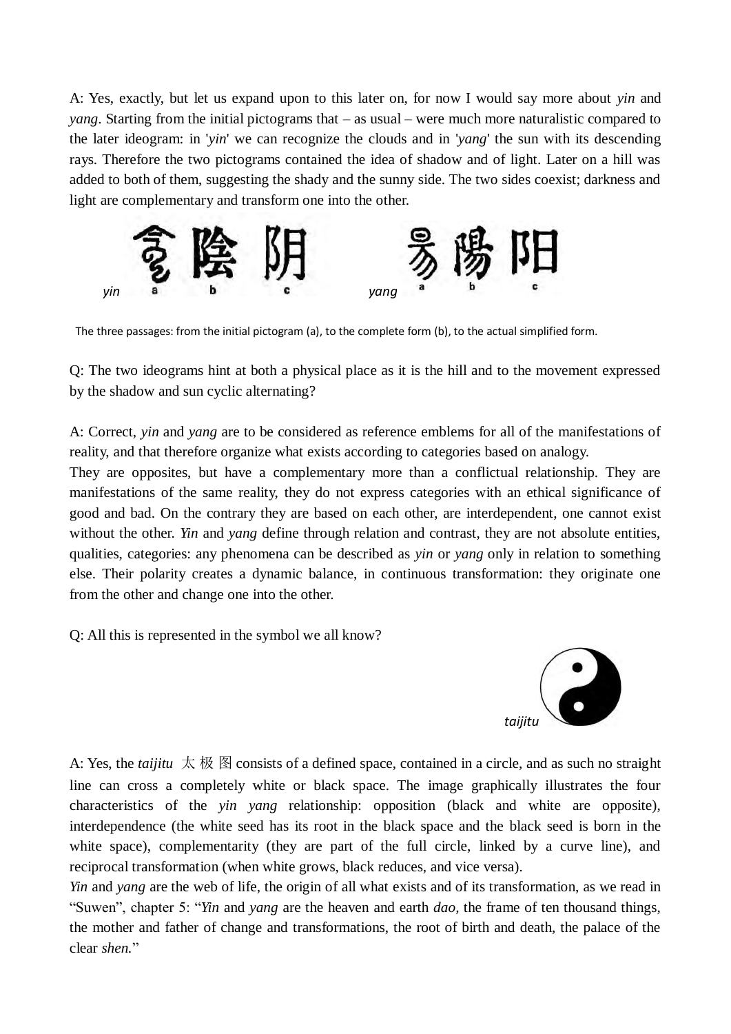A: Yes, exactly, but let us expand upon to this later on, for now I would say more about *yin* and *yang*. Starting from the initial pictograms that – as usual – were much more naturalistic compared to the later ideogram: in '*yin*' we can recognize the clouds and in '*yang*' the sun with its descending rays. Therefore the two pictograms contained the idea of shadow and of light. Later on a hill was added to both of them, suggesting the shady and the sunny side. The two sides coexist; darkness and light are complementary and transform one into the other.

*yin* a b c *yang* a b c

The three passages: from the initial pictogram (a), to the complete form (b), to the actual simplified form.

Q: The two ideograms hint at both a physical place as it is the hill and to the movement expressed by the shadow and sun cyclic alternating?

A: Correct, *yin* and *yang* are to be considered as reference emblems for all of the manifestations of reality, and that therefore organize what exists according to categories based on analogy.
They are opposites, but have a complementary more than a conflictual relationship. They are manifestations of the same reality, they do not express categories with an ethical significance of good and bad. On the contrary they are based on each other, are interdependent, one cannot exist without the other. *Yin* and *yang* define through relation and contrast, they are not absolute entities, qualities, categories: any phenomena can be described as *yin* or *yang* only in relation to something else. Their polarity creates a dynamic balance, in continuous transformation: they originate one from the other and change one into the other.

Q: All this is represented in the symbol we all know?

*taijitu*

A: Yes, the *taijitu* 太极图 consists of a defined space, contained in a circle, and as such no straight line can cross a completely white or black space. The image graphically illustrates the four characteristics of the *yin yang* relationship: opposition (black and white are opposite), interdependence (the white seed has its root in the black space and the black seed is born in the white space), complementarity (they are part of the full circle, linked by a curve line), and reciprocal transformation (when white grows, black reduces, and vice versa).
*Yin* and *yang* are the web of life, the origin of all what exists and of its transformation, as we read in "Suwen", chapter 5: "*Yin* and *yang* are the heaven and earth *dao*, the frame of ten thousand things, the mother and father of change and transformations, the root of birth and death, the palace of the clear *shen*."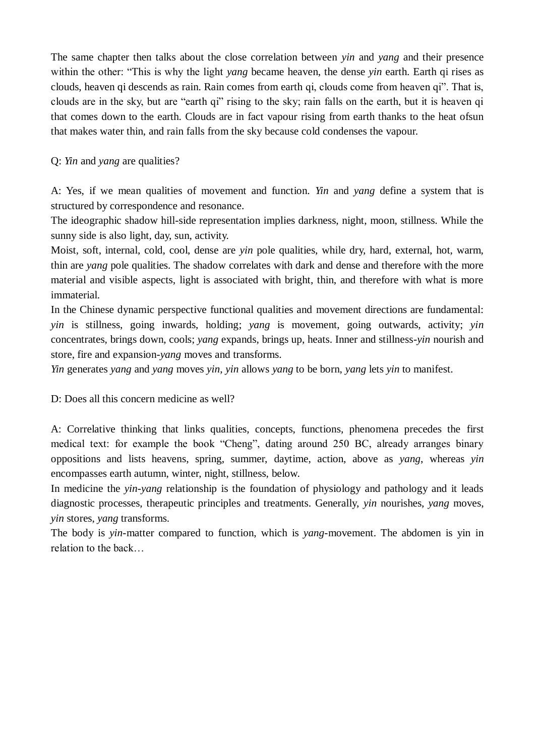The same chapter then talks about the close correlation between *yin* and *yang* and their presence within the other: "This is why the light *yang* became heaven, the dense *yin* earth. Earth qi rises as clouds, heaven qi descends as rain. Rain comes from earth qi, clouds come from heaven qi". That is, clouds are in the sky, but are "earth qi" rising to the sky; rain falls on the earth, but it is heaven qi that comes down to the earth. Clouds are in fact vapour rising from earth thanks to the heat ofsun that makes water thin, and rain falls from the sky because cold condenses the vapour.

Q: *Yin* and *yang* are qualities?

A: Yes, if we mean qualities of movement and function. *Yin* and *yang* define a system that is structured by correspondence and resonance.
The ideographic shadow hill-side representation implies darkness, night, moon, stillness. While the sunny side is also light, day, sun, activity.
Moist, soft, internal, cold, cool, dense are *yin* pole qualities, while dry, hard, external, hot, warm, thin are *yang* pole qualities. The shadow correlates with dark and dense and therefore with the more material and visible aspects, light is associated with bright, thin, and therefore with what is more immaterial.
In the Chinese dynamic perspective functional qualities and movement directions are fundamental: *yin* is stillness, going inwards, holding; *yang* is movement, going outwards, activity; *yin* concentrates, brings down, cools; *yang* expands, brings up, heats. Inner and stillness-*yin* nourish and store, fire and expansion-*yang* moves and transforms.
*Yin* generates *yang* and *yang* moves *yin*, *yin* allows *yang* to be born, *yang* lets *yin* to manifest.

D: Does all this concern medicine as well?

A: Correlative thinking that links qualities, concepts, functions, phenomena precedes the first medical text: for example the book "Cheng", dating around 250 BC, already arranges binary oppositions and lists heavens, spring, summer, daytime, action, above as *yang*, whereas *yin* encompasses earth autumn, winter, night, stillness, below.
In medicine the *yin*-*yang* relationship is the foundation of physiology and pathology and it leads diagnostic processes, therapeutic principles and treatments. Generally, *yin* nourishes, *yang* moves, *yin* stores, *yang* transforms.
The body is *yin*-matter compared to function, which is *yang*-movement. The abdomen is yin in relation to the back…